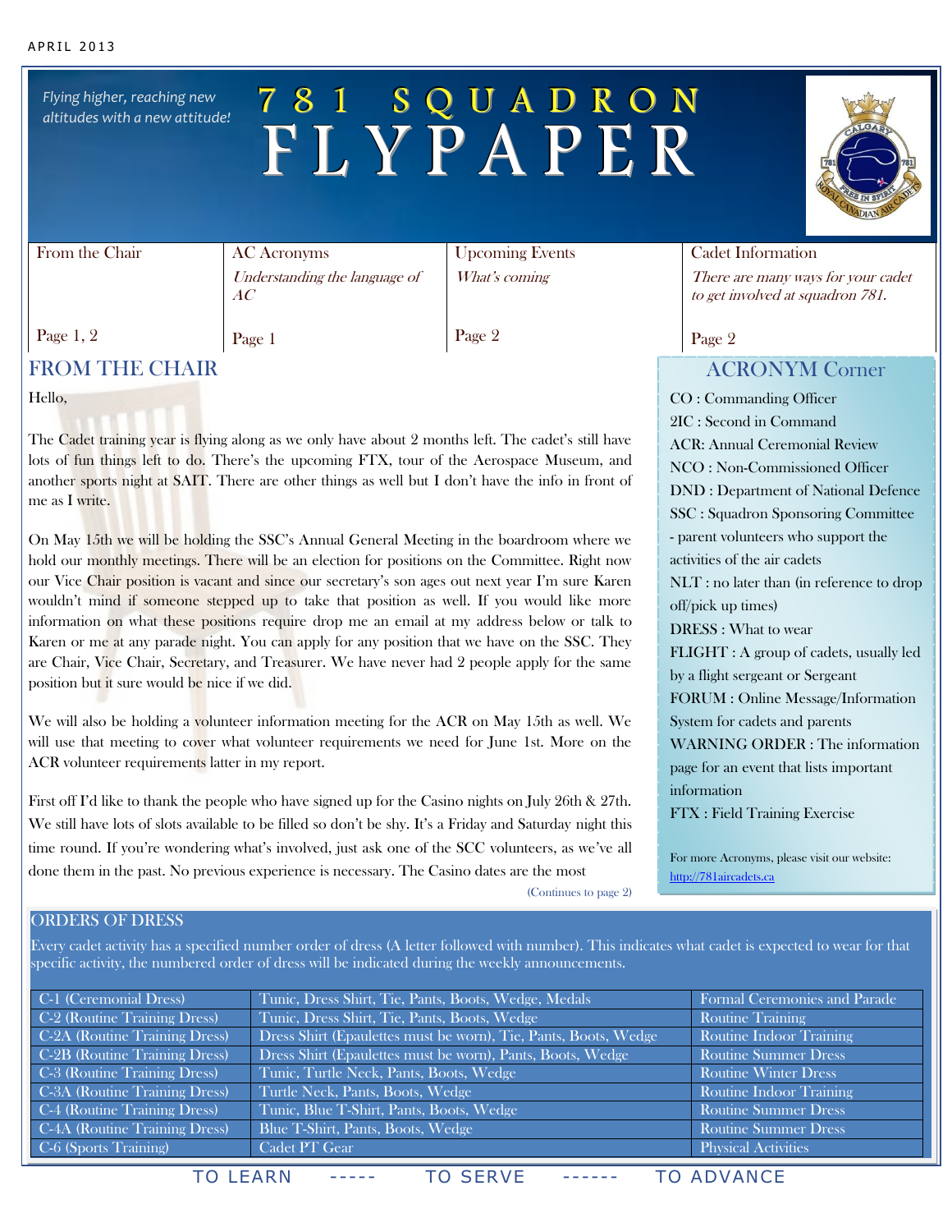APRIL 2013

*Flying higher, reaching new altitudes with a new attitude!*

# 781 SQUADRON FLYPAPER

| From the Chair | AC Acronyms | Upcoming Events | Cadet Information |
|---|---|---|---|
| | *Understanding the language of AC* | *What's coming* | *There are many ways for your cadet to get involved at squadron 781.* |
| Page 1, 2 | Page 1 | Page 2 | Page 2 |

## FROM THE CHAIR

Hello,

The Cadet training year is flying along as we only have about 2 months left. The cadet's still have lots of fun things left to do. There's the upcoming FTX, tour of the Aerospace Museum, and another sports night at SAIT. There are other things as well but I don't have the info in front of me as I write.

On May 15th we will be holding the SSC's Annual General Meeting in the boardroom where we hold our monthly meetings. There will be an election for positions on the Committee. Right now our Vice Chair position is vacant and since our secretary's son ages out next year I'm sure Karen wouldn't mind if someone stepped up to take that position as well. If you would like more information on what these positions require drop me an email at my address below or talk to Karen or me at any parade night. You can apply for any position that we have on the SSC. They are Chair, Vice Chair, Secretary, and Treasurer. We have never had 2 people apply for the same position but it sure would be nice if we did.

We will also be holding a volunteer information meeting for the ACR on May 15th as well. We will use that meeting to cover what volunteer requirements we need for June 1st. More on the ACR volunteer requirements latter in my report.

First off I'd like to thank the people who have signed up for the Casino nights on July 26th & 27th. We still have lots of slots available to be filled so don't be shy. It's a Friday and Saturday night this time round. If you're wondering what's involved, just ask one of the SCC volunteers, as we've all done them in the past. No previous experience is necessary. The Casino dates are the most

(Continues to page 2)

## ACRONYM Corner

CO : Commanding Officer
2IC : Second in Command
ACR: Annual Ceremonial Review
NCO : Non-Commissioned Officer
DND : Department of National Defence
SSC : Squadron Sponsoring Committee - parent volunteers who support the activities of the air cadets
NLT : no later than (in reference to drop off/pick up times)
DRESS : What to wear
FLIGHT : A group of cadets, usually led by a flight sergeant or Sergeant
FORUM : Online Message/Information System for cadets and parents
WARNING ORDER : The information page for an event that lists important information
FTX : Field Training Exercise

For more Acronyms, please visit our website: http://781aircadets.ca

## ORDERS OF DRESS

Every cadet activity has a specified number order of dress (A letter followed with number). This indicates what cadet is expected to wear for that specific activity, the numbered order of dress will be indicated during the weekly announcements.

| Order | Items | Use |
|---|---|---|
| C-1 (Ceremonial Dress) | Tunic, Dress Shirt, Tie, Pants, Boots, Wedge, Medals | Formal Ceremonies and Parade |
| C-2 (Routine Training Dress) | Tunic, Dress Shirt, Tie, Pants, Boots, Wedge | Routine Training |
| C-2A (Routine Training Dress) | Dress Shirt (Epaulettes must be worn), Tie, Pants, Boots, Wedge | Routine Indoor Training |
| C-2B (Routine Training Dress) | Dress Shirt (Epaulettes must be worn), Pants, Boots, Wedge | Routine Summer Dress |
| C-3 (Routine Training Dress) | Tunic, Turtle Neck, Pants, Boots, Wedge | Routine Winter Dress |
| C-3A (Routine Training Dress) | Turtle Neck, Pants, Boots, Wedge | Routine Indoor Training |
| C-4 (Routine Training Dress) | Tunic, Blue T-Shirt, Pants, Boots, Wedge | Routine Summer Dress |
| C-4A (Routine Training Dress) | Blue T-Shirt, Pants, Boots, Wedge | Routine Summer Dress |
| C-6 (Sports Training) | Cadet PT Gear | Physical Activities |

TO LEARN ----- TO SERVE ------ TO ADVANCE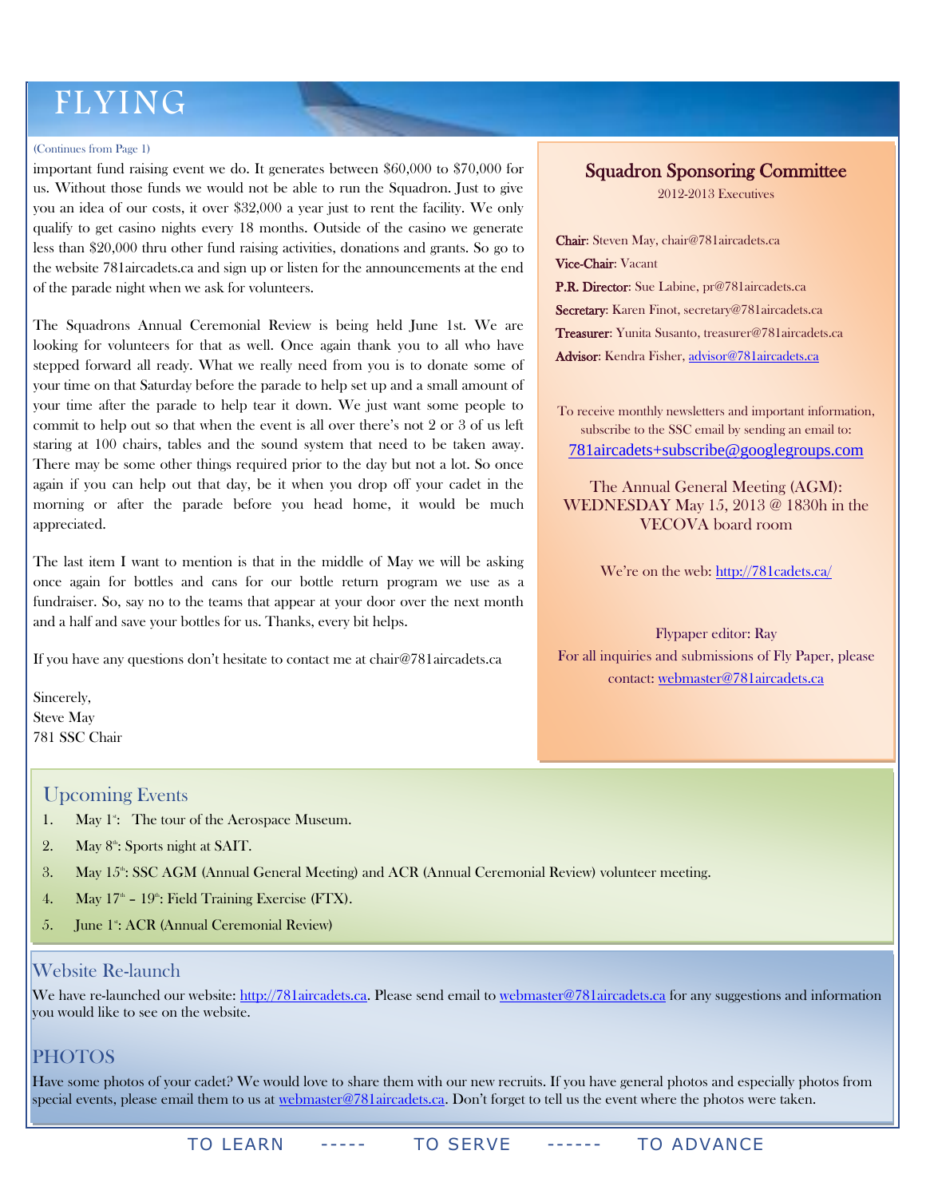# FLYING

(Continues from Page 1)

important fund raising event we do. It generates between $60,000 to $70,000 for us. Without those funds we would not be able to run the Squadron. Just to give you an idea of our costs, it over $32,000 a year just to rent the facility. We only qualify to get casino nights every 18 months. Outside of the casino we generate less than $20,000 thru other fund raising activities, donations and grants. So go to the website 781aircadets.ca and sign up or listen for the announcements at the end of the parade night when we ask for volunteers.

The Squadrons Annual Ceremonial Review is being held June 1st. We are looking for volunteers for that as well. Once again thank you to all who have stepped forward all ready. What we really need from you is to donate some of your time on that Saturday before the parade to help set up and a small amount of your time after the parade to help tear it down. We just want some people to commit to help out so that when the event is all over there's not 2 or 3 of us left staring at 100 chairs, tables and the sound system that need to be taken away. There may be some other things required prior to the day but not a lot. So once again if you can help out that day, be it when you drop off your cadet in the morning or after the parade before you head home, it would be much appreciated.

The last item I want to mention is that in the middle of May we will be asking once again for bottles and cans for our bottle return program we use as a fundraiser. So, say no to the teams that appear at your door over the next month and a half and save your bottles for us. Thanks, every bit helps.

If you have any questions don't hesitate to contact me at chair@781aircadets.ca

Sincerely,
Steve May
781 SSC Chair

## Squadron Sponsoring Committee

2012-2013 Executives

**Chair**: Steven May, chair@781aircadets.ca
**Vice-Chair**: Vacant
**P.R. Director**: Sue Labine, pr@781aircadets.ca
**Secretary**: Karen Finot, secretary@781aircadets.ca
**Treasurer**: Yunita Susanto, treasurer@781aircadets.ca
**Advisor**: Kendra Fisher, advisor@781aircadets.ca

To receive monthly newsletters and important information, subscribe to the SSC email by sending an email to: 781aircadets+subscribe@googlegroups.com

The Annual General Meeting (AGM): WEDNESDAY May 15, 2013 @ 1830h in the VECOVA board room

We're on the web: http://781cadets.ca/

Flypaper editor: Ray
For all inquiries and submissions of Fly Paper, please contact: webmaster@781aircadets.ca

## Upcoming Events

1. May 1st: The tour of the Aerospace Museum.
2. May 8th: Sports night at SAIT.
3. May 15th: SSC AGM (Annual General Meeting) and ACR (Annual Ceremonial Review) volunteer meeting.
4. May 17th – 19th: Field Training Exercise (FTX).
5. June 1st: ACR (Annual Ceremonial Review)

## Website Re-launch

We have re-launched our website: http://781aircadets.ca. Please send email to webmaster@781aircadets.ca for any suggestions and information you would like to see on the website.

## PHOTOS

Have some photos of your cadet? We would love to share them with our new recruits. If you have general photos and especially photos from special events, please email them to us at webmaster@781aircadets.ca. Don't forget to tell us the event where the photos were taken.

TO LEARN ----- TO SERVE ------ TO ADVANCE